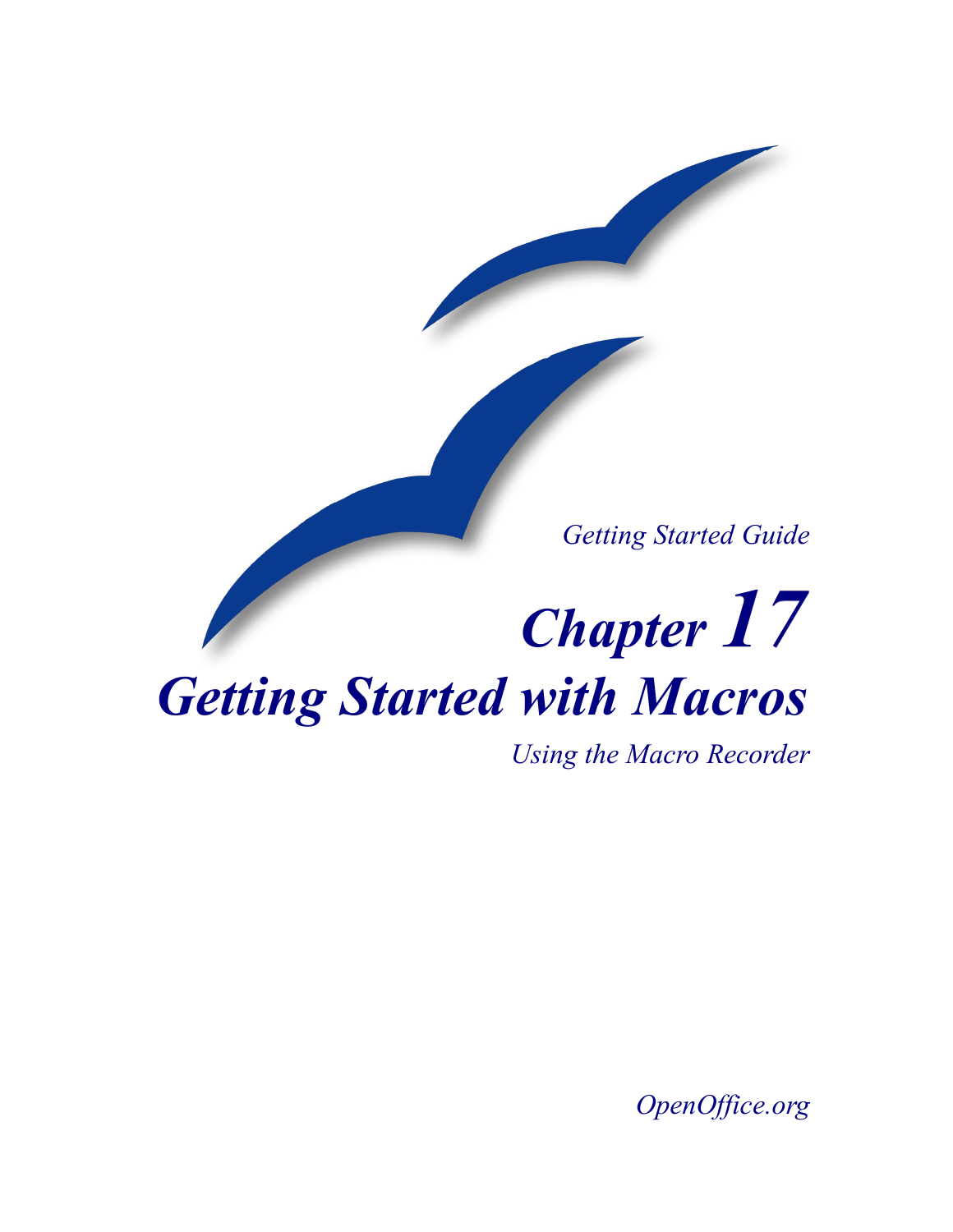*Getting Started Guide*

# *Chapter 17*
# *Getting Started with Macros*

*Using the Macro Recorder*

*OpenOffice.org*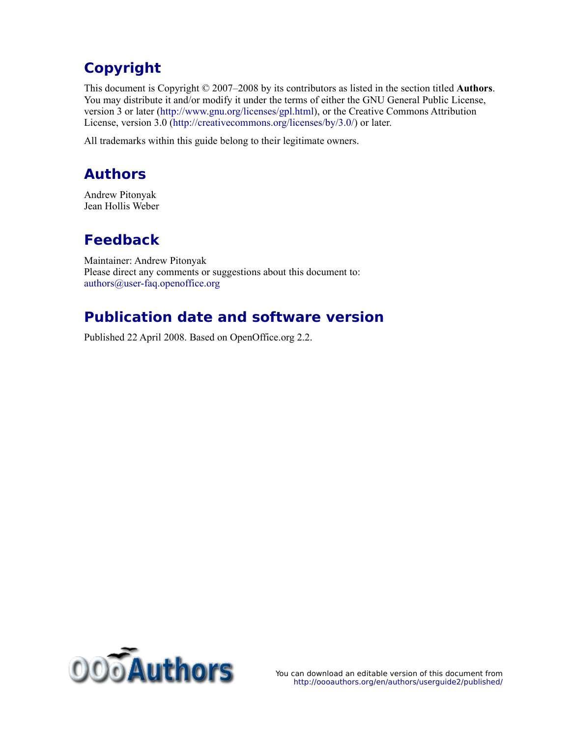## Copyright

This document is Copyright © 2007–2008 by its contributors as listed in the section titled **Authors**. You may distribute it and/or modify it under the terms of either the GNU General Public License, version 3 or later (http://www.gnu.org/licenses/gpl.html), or the Creative Commons Attribution License, version 3.0 (http://creativecommons.org/licenses/by/3.0/) or later.

All trademarks within this guide belong to their legitimate owners.

## Authors

Andrew Pitonyak
Jean Hollis Weber

## Feedback

Maintainer: Andrew Pitonyak
Please direct any comments or suggestions about this document to:
authors@user-faq.openoffice.org

## Publication date and software version

Published 22 April 2008. Based on OpenOffice.org 2.2.

You can download an editable version of this document from
http://oooauthors.org/en/authors/userguide2/published/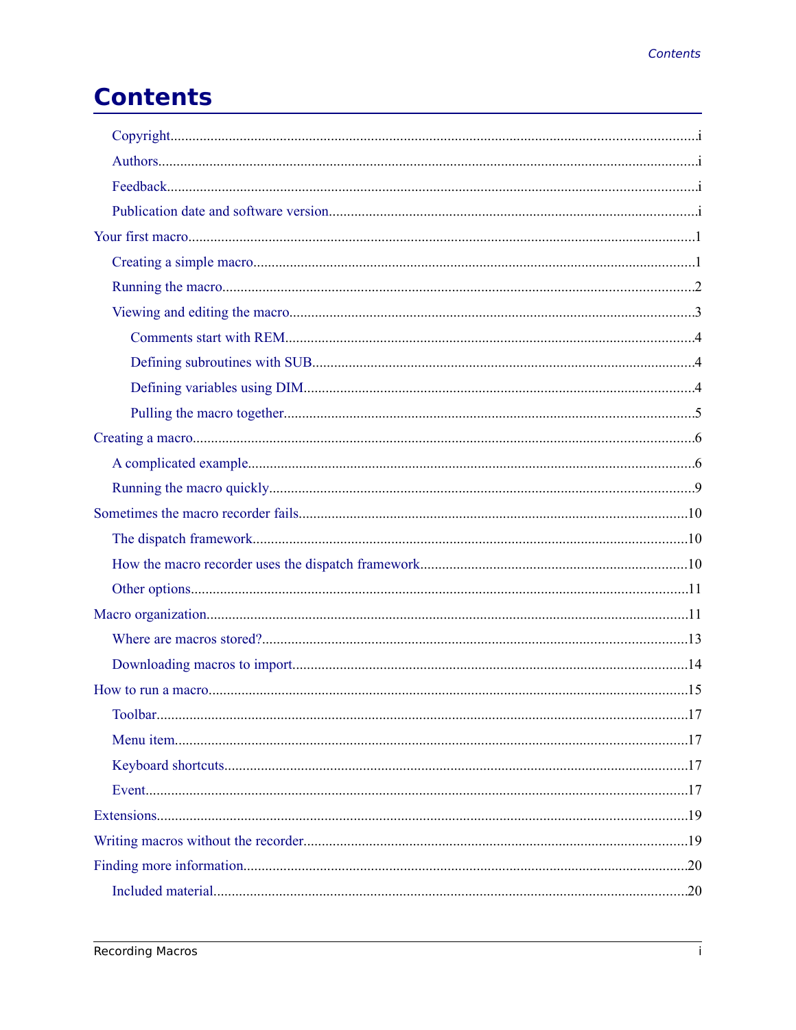# Contents

- Copyright....................i
- Authors....................i
- Feedback....................i
- Publication date and software version....................i

Your first macro....................1

- Creating a simple macro....................1
- Running the macro....................2
- Viewing and editing the macro....................3
  - Comments start with REM....................4
  - Defining subroutines with SUB....................4
  - Defining variables using DIM....................4
  - Pulling the macro together....................5

Creating a macro....................6

- A complicated example....................6
- Running the macro quickly....................9

Sometimes the macro recorder fails....................10

- The dispatch framework....................10
- How the macro recorder uses the dispatch framework....................10
- Other options....................11

Macro organization....................11

- Where are macros stored?....................13
- Downloading macros to import....................14

How to run a macro....................15

- Toolbar....................17
- Menu item....................17
- Keyboard shortcuts....................17
- Event....................17

Extensions....................19

Writing macros without the recorder....................19

Finding more information....................20

- Included material....................20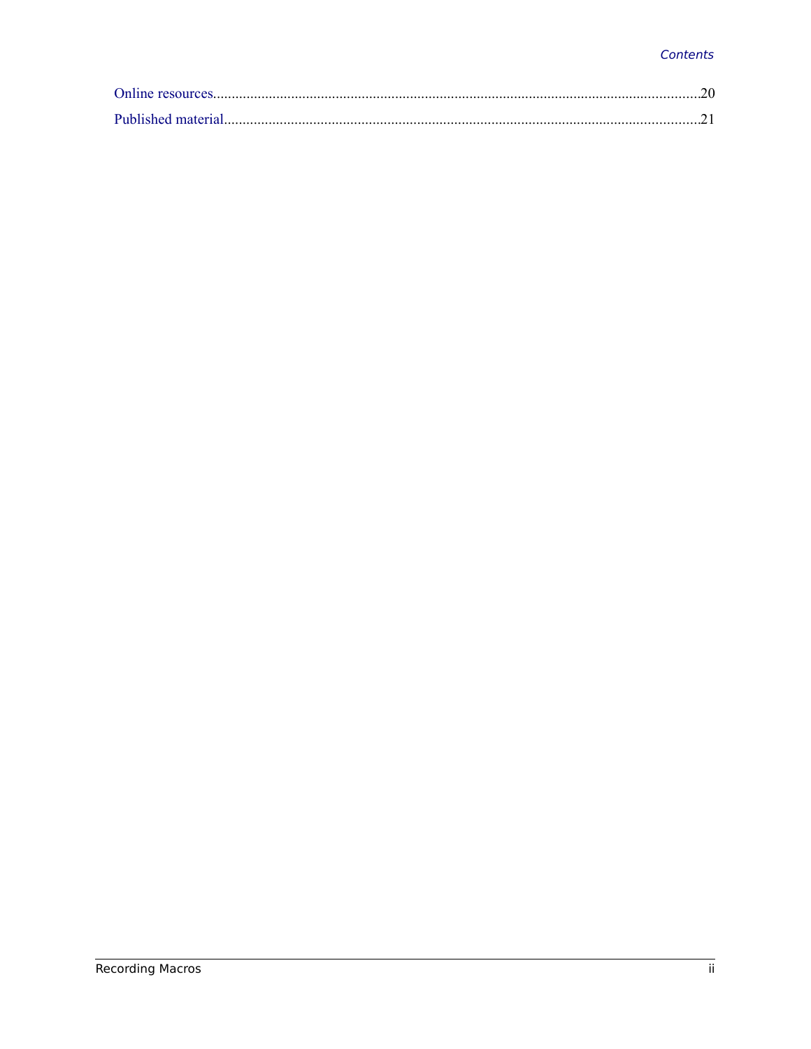Online resources.................................................................................................................................20

Published material.............................................................................................................................21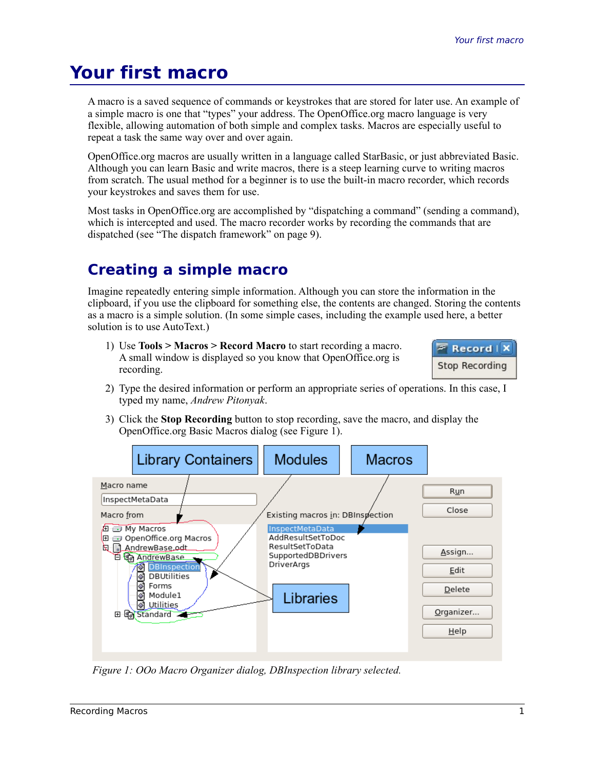# Your first macro

A macro is a saved sequence of commands or keystrokes that are stored for later use. An example of a simple macro is one that "types" your address. The OpenOffice.org macro language is very flexible, allowing automation of both simple and complex tasks. Macros are especially useful to repeat a task the same way over and over again.

OpenOffice.org macros are usually written in a language called StarBasic, or just abbreviated Basic. Although you can learn Basic and write macros, there is a steep learning curve to writing macros from scratch. The usual method for a beginner is to use the built-in macro recorder, which records your keystrokes and saves them for use.

Most tasks in OpenOffice.org are accomplished by "dispatching a command" (sending a command), which is intercepted and used. The macro recorder works by recording the commands that are dispatched (see "The dispatch framework" on page 9).

## Creating a simple macro

Imagine repeatedly entering simple information. Although you can store the information in the clipboard, if you use the clipboard for something else, the contents are changed. Storing the contents as a macro is a simple solution. (In some simple cases, including the example used here, a better solution is to use AutoText.)

1) Use **Tools > Macros > Record Macro** to start recording a macro. A small window is displayed so you know that OpenOffice.org is recording.

2) Type the desired information or perform an appropriate series of operations. In this case, I typed my name, *Andrew Pitonyak*.

3) Click the **Stop Recording** button to stop recording, save the macro, and display the OpenOffice.org Basic Macros dialog (see Figure 1).

*Figure 1: OOo Macro Organizer dialog, DBInspection library selected.*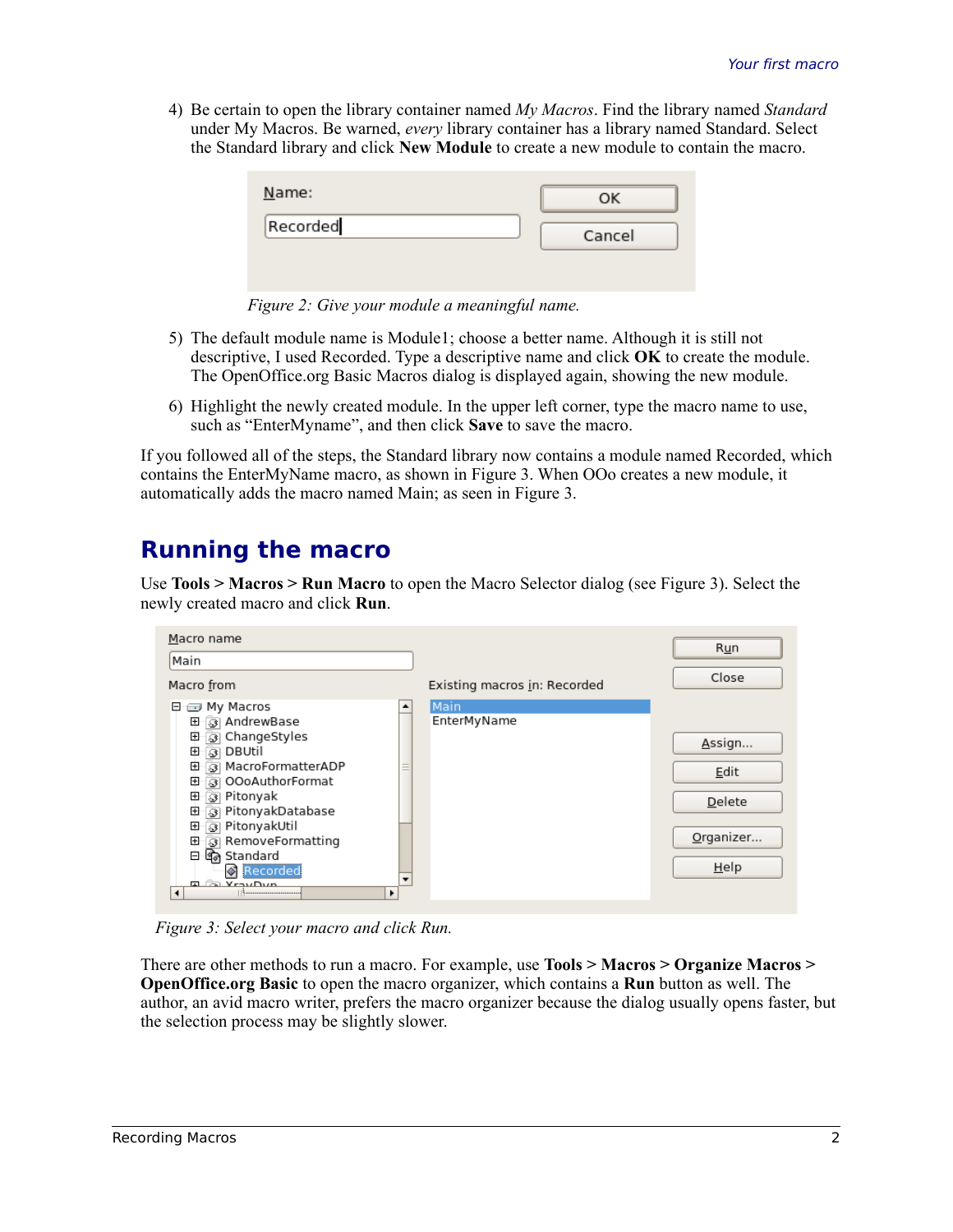4) Be certain to open the library container named *My Macros*. Find the library named *Standard* under My Macros. Be warned, *every* library container has a library named Standard. Select the Standard library and click **New Module** to create a new module to contain the macro.

*Figure 2: Give your module a meaningful name.*

5) The default module name is Module1; choose a better name. Although it is still not descriptive, I used Recorded. Type a descriptive name and click **OK** to create the module. The OpenOffice.org Basic Macros dialog is displayed again, showing the new module.

6) Highlight the newly created module. In the upper left corner, type the macro name to use, such as "EnterMyname", and then click **Save** to save the macro.

If you followed all of the steps, the Standard library now contains a module named Recorded, which contains the EnterMyName macro, as shown in Figure 3. When OOo creates a new module, it automatically adds the macro named Main; as seen in Figure 3.

## Running the macro

Use **Tools > Macros > Run Macro** to open the Macro Selector dialog (see Figure 3). Select the newly created macro and click **Run**.

*Figure 3: Select your macro and click Run.*

There are other methods to run a macro. For example, use **Tools > Macros > Organize Macros > OpenOffice.org Basic** to open the macro organizer, which contains a **Run** button as well. The author, an avid macro writer, prefers the macro organizer because the dialog usually opens faster, but the selection process may be slightly slower.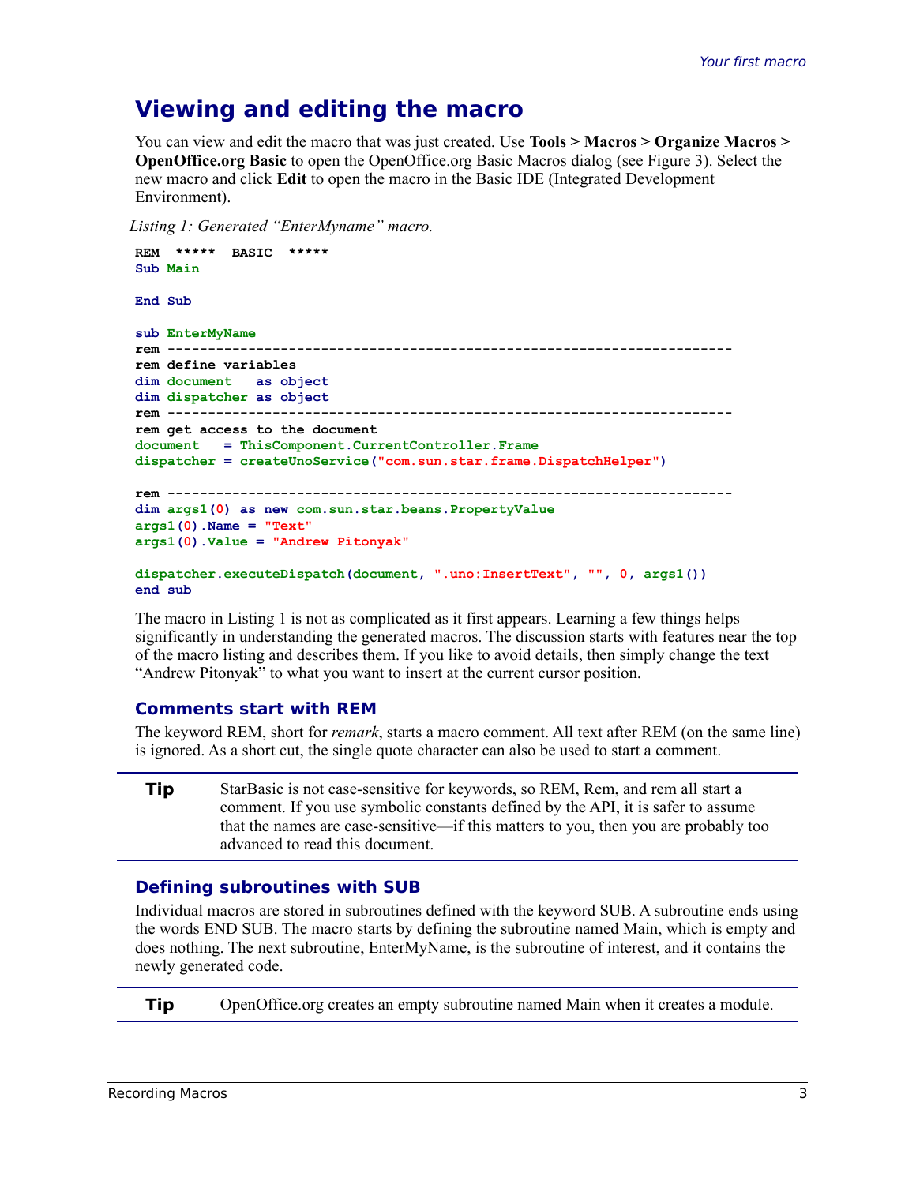## Viewing and editing the macro

You can view and edit the macro that was just created. Use **Tools > Macros > Organize Macros > OpenOffice.org Basic** to open the OpenOffice.org Basic Macros dialog (see Figure 3). Select the new macro and click **Edit** to open the macro in the Basic IDE (Integrated Development Environment).

*Listing 1: Generated "EnterMyname" macro.*

```
REM  *****  BASIC  *****
Sub Main

End Sub

sub EnterMyName
rem ----------------------------------------------------------------------
rem define variables
dim document   as object
dim dispatcher as object
rem ----------------------------------------------------------------------
rem get access to the document
document   = ThisComponent.CurrentController.Frame
dispatcher = createUnoService("com.sun.star.frame.DispatchHelper")

rem ----------------------------------------------------------------------
dim args1(0) as new com.sun.star.beans.PropertyValue
args1(0).Name = "Text"
args1(0).Value = "Andrew Pitonyak"

dispatcher.executeDispatch(document, ".uno:InsertText", "", 0, args1())
end sub
```

The macro in Listing 1 is not as complicated as it first appears. Learning a few things helps significantly in understanding the generated macros. The discussion starts with features near the top of the macro listing and describes them. If you like to avoid details, then simply change the text "Andrew Pitonyak" to what you want to insert at the current cursor position.

### Comments start with REM

The keyword REM, short for *remark*, starts a macro comment. All text after REM (on the same line) is ignored. As a short cut, the single quote character can also be used to start a comment.

| | |
|---|---|
| **Tip** | StarBasic is not case-sensitive for keywords, so REM, Rem, and rem all start a comment. If you use symbolic constants defined by the API, it is safer to assume that the names are case-sensitive—if this matters to you, then you are probably too advanced to read this document. |

### Defining subroutines with SUB

Individual macros are stored in subroutines defined with the keyword SUB. A subroutine ends using the words END SUB. The macro starts by defining the subroutine named Main, which is empty and does nothing. The next subroutine, EnterMyName, is the subroutine of interest, and it contains the newly generated code.

| | |
|---|---|
| **Tip** | OpenOffice.org creates an empty subroutine named Main when it creates a module. |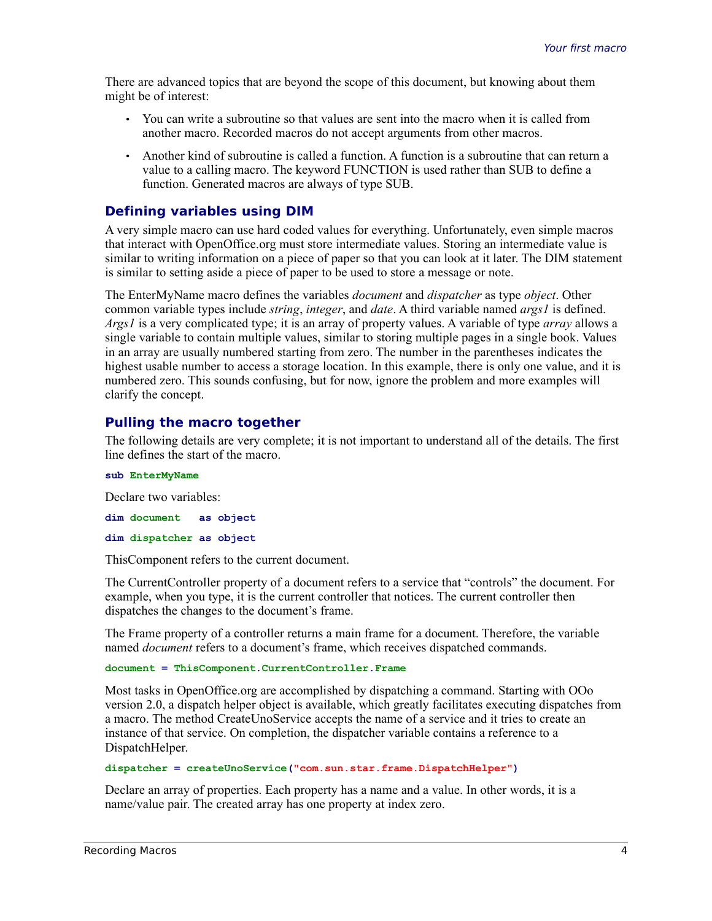There are advanced topics that are beyond the scope of this document, but knowing about them might be of interest:

- You can write a subroutine so that values are sent into the macro when it is called from another macro. Recorded macros do not accept arguments from other macros.
- Another kind of subroutine is called a function. A function is a subroutine that can return a value to a calling macro. The keyword FUNCTION is used rather than SUB to define a function. Generated macros are always of type SUB.

### Defining variables using DIM

A very simple macro can use hard coded values for everything. Unfortunately, even simple macros that interact with OpenOffice.org must store intermediate values. Storing an intermediate value is similar to writing information on a piece of paper so that you can look at it later. The DIM statement is similar to setting aside a piece of paper to be used to store a message or note.

The EnterMyName macro defines the variables *document* and *dispatcher* as type *object*. Other common variable types include *string*, *integer*, and *date*. A third variable named *args1* is defined. *Args1* is a very complicated type; it is an array of property values. A variable of type *array* allows a single variable to contain multiple values, similar to storing multiple pages in a single book. Values in an array are usually numbered starting from zero. The number in the parentheses indicates the highest usable number to access a storage location. In this example, there is only one value, and it is numbered zero. This sounds confusing, but for now, ignore the problem and more examples will clarify the concept.

### Pulling the macro together

The following details are very complete; it is not important to understand all of the details. The first line defines the start of the macro.

```
sub EnterMyName
```

Declare two variables:

```
dim document   as object
dim dispatcher as object
```

ThisComponent refers to the current document.

The CurrentController property of a document refers to a service that “controls” the document. For example, when you type, it is the current controller that notices. The current controller then dispatches the changes to the document’s frame.

The Frame property of a controller returns a main frame for a document. Therefore, the variable named *document* refers to a document’s frame, which receives dispatched commands.

```
document = ThisComponent.CurrentController.Frame
```

Most tasks in OpenOffice.org are accomplished by dispatching a command. Starting with OOo version 2.0, a dispatch helper object is available, which greatly facilitates executing dispatches from a macro. The method CreateUnoService accepts the name of a service and it tries to create an instance of that service. On completion, the dispatcher variable contains a reference to a DispatchHelper.

```
dispatcher = createUnoService("com.sun.star.frame.DispatchHelper")
```

Declare an array of properties. Each property has a name and a value. In other words, it is a name/value pair. The created array has one property at index zero.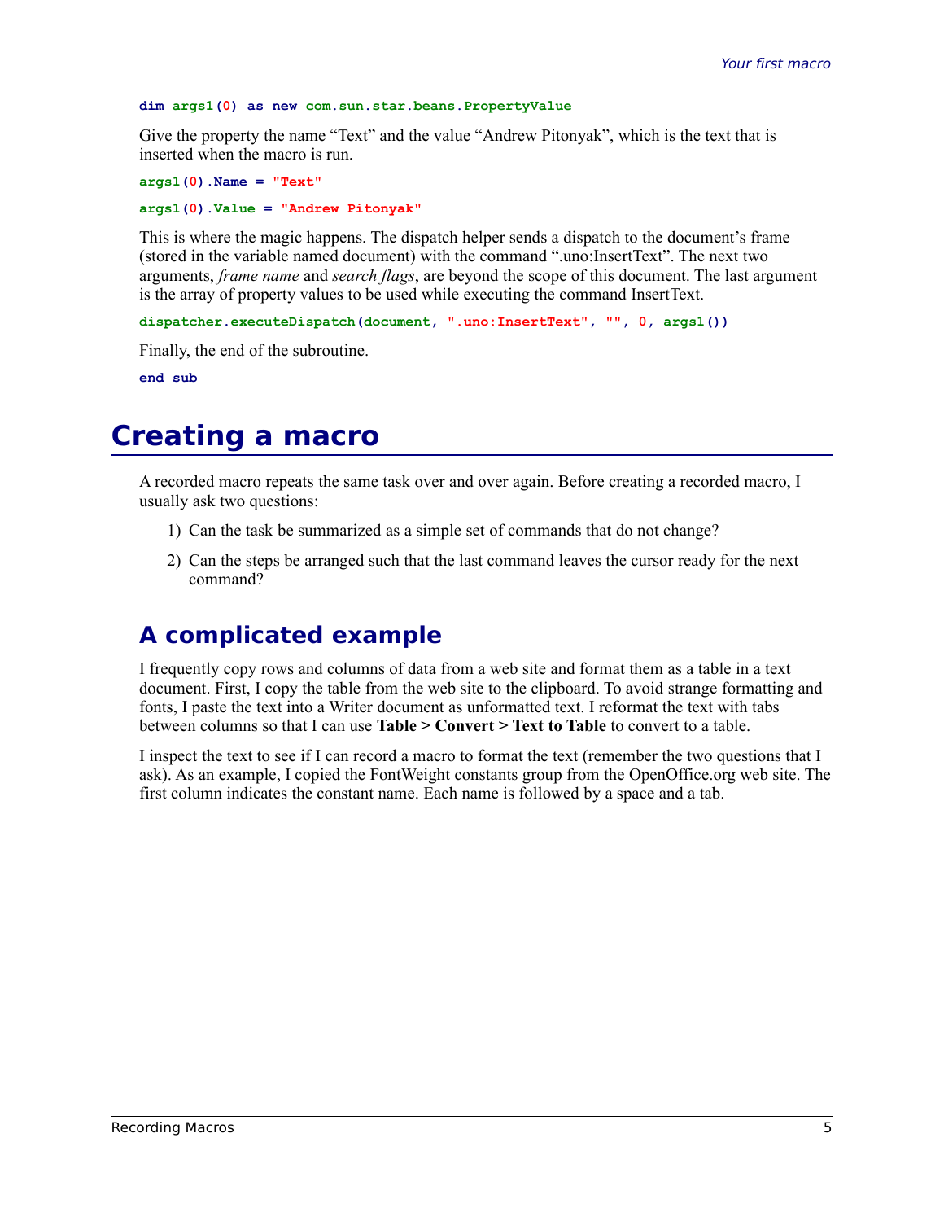```
dim args1(0) as new com.sun.star.beans.PropertyValue
```

Give the property the name "Text" and the value "Andrew Pitonyak", which is the text that is inserted when the macro is run.

```
args1(0).Name = "Text"
```

```
args1(0).Value = "Andrew Pitonyak"
```

This is where the magic happens. The dispatch helper sends a dispatch to the document's frame (stored in the variable named document) with the command ".uno:InsertText". The next two arguments, *frame name* and *search flags*, are beyond the scope of this document. The last argument is the array of property values to be used while executing the command InsertText.

```
dispatcher.executeDispatch(document, ".uno:InsertText", "", 0, args1())
```

Finally, the end of the subroutine.

```
end sub
```

# Creating a macro

A recorded macro repeats the same task over and over again. Before creating a recorded macro, I usually ask two questions:

1) Can the task be summarized as a simple set of commands that do not change?
2) Can the steps be arranged such that the last command leaves the cursor ready for the next command?

## A complicated example

I frequently copy rows and columns of data from a web site and format them as a table in a text document. First, I copy the table from the web site to the clipboard. To avoid strange formatting and fonts, I paste the text into a Writer document as unformatted text. I reformat the text with tabs between columns so that I can use **Table > Convert > Text to Table** to convert to a table.

I inspect the text to see if I can record a macro to format the text (remember the two questions that I ask). As an example, I copied the FontWeight constants group from the OpenOffice.org web site. The first column indicates the constant name. Each name is followed by a space and a tab.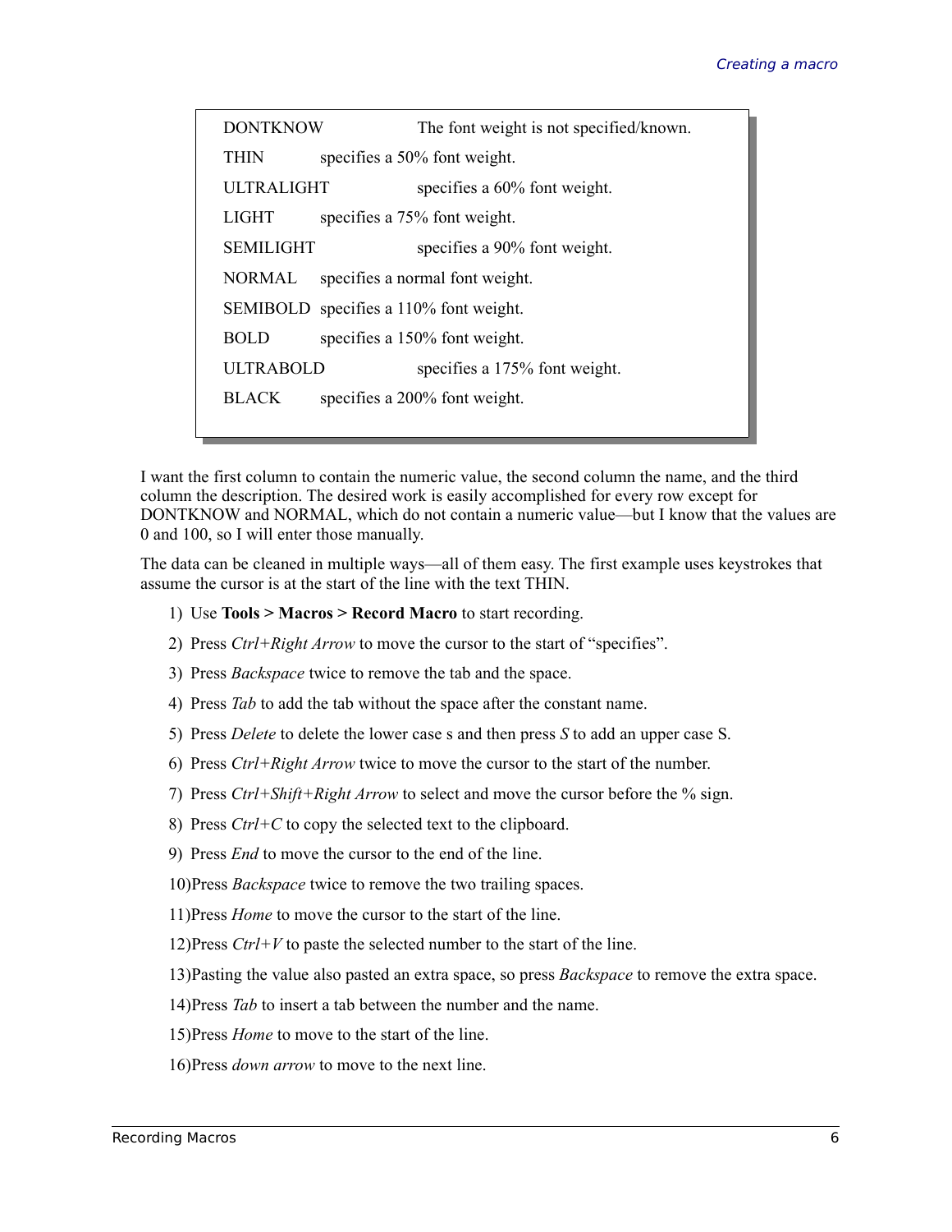```
DONTKNOW		The font weight is not specified/known.
THIN		specifies a 50% font weight.
ULTRALIGHT		specifies a 60% font weight.
LIGHT		specifies a 75% font weight.
SEMILIGHT		specifies a 90% font weight.
NORMAL		specifies a normal font weight.
SEMIBOLD	specifies a 110% font weight.
BOLD		specifies a 150% font weight.
ULTRABOLD		specifies a 175% font weight.
BLACK		specifies a 200% font weight.
```

I want the first column to contain the numeric value, the second column the name, and the third column the description. The desired work is easily accomplished for every row except for DONTKNOW and NORMAL, which do not contain a numeric value—but I know that the values are 0 and 100, so I will enter those manually.

The data can be cleaned in multiple ways—all of them easy. The first example uses keystrokes that assume the cursor is at the start of the line with the text THIN.

1) Use **Tools > Macros > Record Macro** to start recording.
2) Press *Ctrl+Right Arrow* to move the cursor to the start of "specifies".
3) Press *Backspace* twice to remove the tab and the space.
4) Press *Tab* to add the tab without the space after the constant name.
5) Press *Delete* to delete the lower case s and then press *S* to add an upper case S.
6) Press *Ctrl+Right Arrow* twice to move the cursor to the start of the number.
7) Press *Ctrl+Shift+Right Arrow* to select and move the cursor before the % sign.
8) Press *Ctrl+C* to copy the selected text to the clipboard.
9) Press *End* to move the cursor to the end of the line.
10) Press *Backspace* twice to remove the two trailing spaces.
11) Press *Home* to move the cursor to the start of the line.
12) Press *Ctrl+V* to paste the selected number to the start of the line.
13) Pasting the value also pasted an extra space, so press *Backspace* to remove the extra space.
14) Press *Tab* to insert a tab between the number and the name.
15) Press *Home* to move to the start of the line.
16) Press *down arrow* to move to the next line.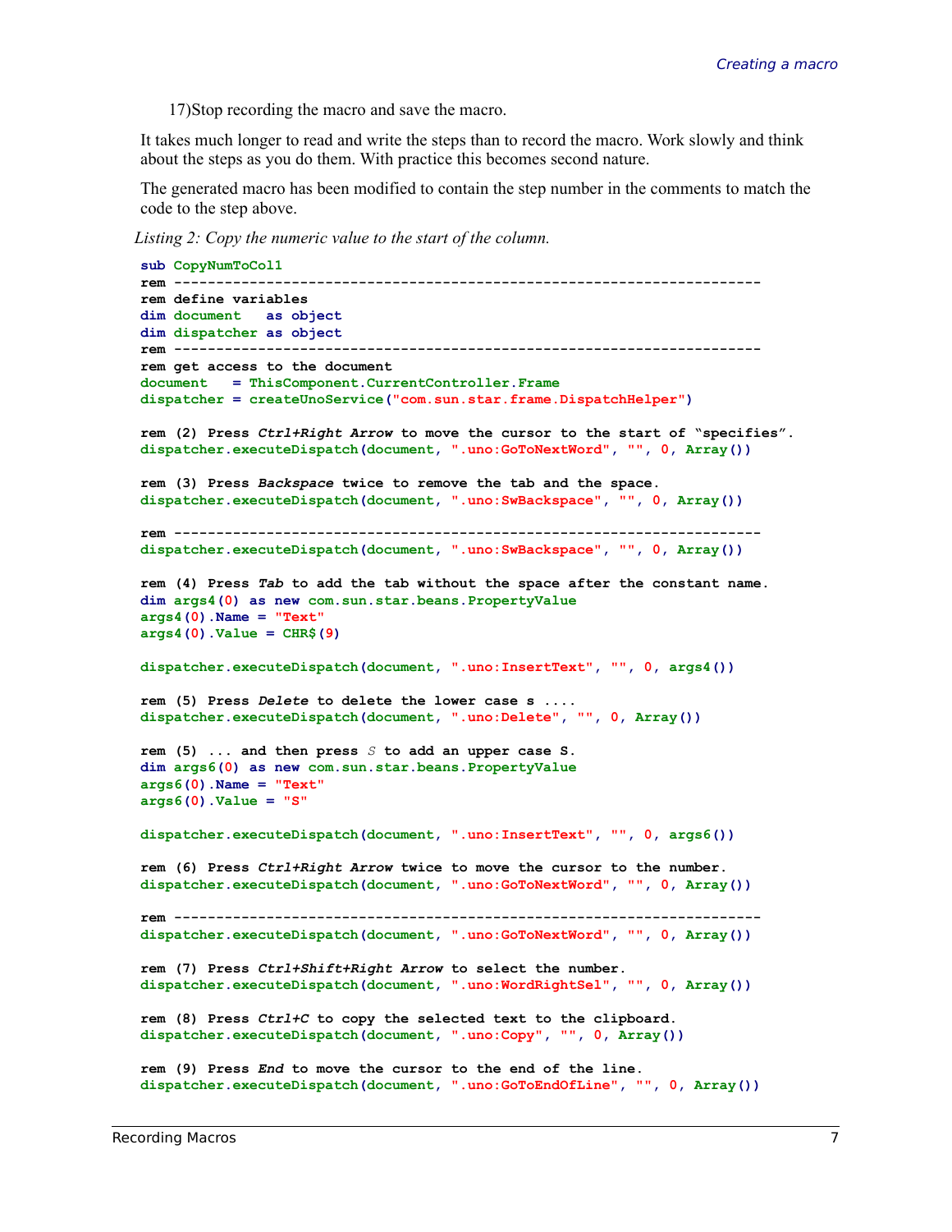17) Stop recording the macro and save the macro.

It takes much longer to read and write the steps than to record the macro. Work slowly and think about the steps as you do them. With practice this becomes second nature.

The generated macro has been modified to contain the step number in the comments to match the code to the step above.

*Listing 2: Copy the numeric value to the start of the column.*

```
sub CopyNumToCol1
rem -------------------------------------------------------------------
rem define variables
dim document   as object
dim dispatcher as object
rem -------------------------------------------------------------------
rem get access to the document
document   = ThisComponent.CurrentController.Frame
dispatcher = createUnoService("com.sun.star.frame.DispatchHelper")

rem (2) Press Ctrl+Right Arrow to move the cursor to the start of "specifies".
dispatcher.executeDispatch(document, ".uno:GoToNextWord", "", 0, Array())

rem (3) Press Backspace twice to remove the tab and the space.
dispatcher.executeDispatch(document, ".uno:SwBackspace", "", 0, Array())

rem -------------------------------------------------------------------
dispatcher.executeDispatch(document, ".uno:SwBackspace", "", 0, Array())

rem (4) Press Tab to add the tab without the space after the constant name.
dim args4(0) as new com.sun.star.beans.PropertyValue
args4(0).Name = "Text"
args4(0).Value = CHR$(9)

dispatcher.executeDispatch(document, ".uno:InsertText", "", 0, args4())

rem (5) Press Delete to delete the lower case s ....
dispatcher.executeDispatch(document, ".uno:Delete", "", 0, Array())

rem (5) ... and then press S to add an upper case S.
dim args6(0) as new com.sun.star.beans.PropertyValue
args6(0).Name = "Text"
args6(0).Value = "S"

dispatcher.executeDispatch(document, ".uno:InsertText", "", 0, args6())

rem (6) Press Ctrl+Right Arrow twice to move the cursor to the number.
dispatcher.executeDispatch(document, ".uno:GoToNextWord", "", 0, Array())

rem -------------------------------------------------------------------
dispatcher.executeDispatch(document, ".uno:GoToNextWord", "", 0, Array())

rem (7) Press Ctrl+Shift+Right Arrow to select the number.
dispatcher.executeDispatch(document, ".uno:WordRightSel", "", 0, Array())

rem (8) Press Ctrl+C to copy the selected text to the clipboard.
dispatcher.executeDispatch(document, ".uno:Copy", "", 0, Array())

rem (9) Press End to move the cursor to the end of the line.
dispatcher.executeDispatch(document, ".uno:GoToEndOfLine", "", 0, Array())
```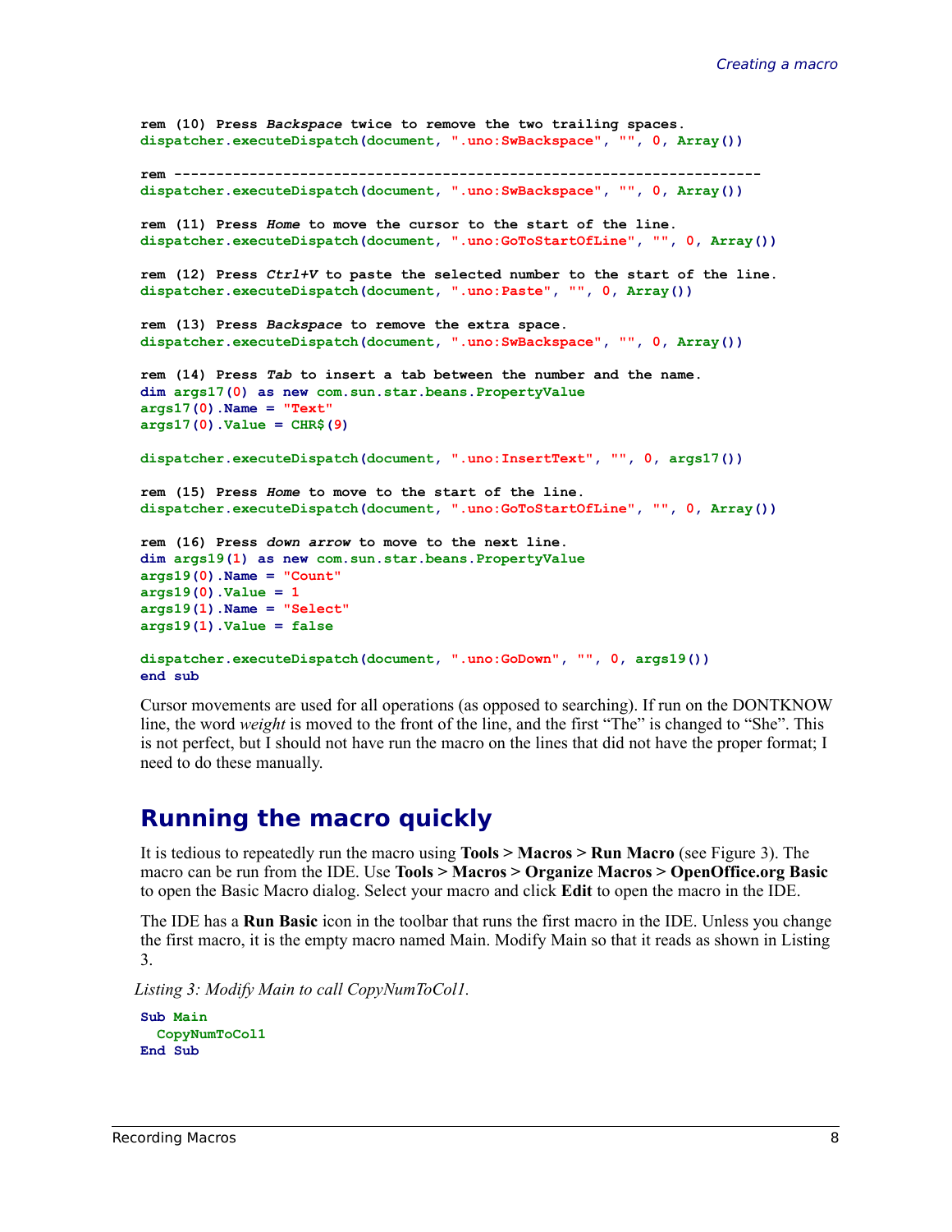```
rem (10) Press Backspace twice to remove the two trailing spaces.
dispatcher.executeDispatch(document, ".uno:SwBackspace", "", 0, Array())

rem ----------------------------------------------------------------------
dispatcher.executeDispatch(document, ".uno:SwBackspace", "", 0, Array())

rem (11) Press Home to move the cursor to the start of the line.
dispatcher.executeDispatch(document, ".uno:GoToStartOfLine", "", 0, Array())

rem (12) Press Ctrl+V to paste the selected number to the start of the line.
dispatcher.executeDispatch(document, ".uno:Paste", "", 0, Array())

rem (13) Press Backspace to remove the extra space.
dispatcher.executeDispatch(document, ".uno:SwBackspace", "", 0, Array())

rem (14) Press Tab to insert a tab between the number and the name.
dim args17(0) as new com.sun.star.beans.PropertyValue
args17(0).Name = "Text"
args17(0).Value = CHR$(9)

dispatcher.executeDispatch(document, ".uno:InsertText", "", 0, args17())

rem (15) Press Home to move to the start of the line.
dispatcher.executeDispatch(document, ".uno:GoToStartOfLine", "", 0, Array())

rem (16) Press down arrow to move to the next line.
dim args19(1) as new com.sun.star.beans.PropertyValue
args19(0).Name = "Count"
args19(0).Value = 1
args19(1).Name = "Select"
args19(1).Value = false

dispatcher.executeDispatch(document, ".uno:GoDown", "", 0, args19())
end sub
```

Cursor movements are used for all operations (as opposed to searching). If run on the DONTKNOW line, the word *weight* is moved to the front of the line, and the first “The” is changed to “She”. This is not perfect, but I should not have run the macro on the lines that did not have the proper format; I need to do these manually.

## Running the macro quickly

It is tedious to repeatedly run the macro using **Tools > Macros > Run Macro** (see Figure 3). The macro can be run from the IDE. Use **Tools > Macros > Organize Macros > OpenOffice.org Basic** to open the Basic Macro dialog. Select your macro and click **Edit** to open the macro in the IDE.

The IDE has a **Run Basic** icon in the toolbar that runs the first macro in the IDE. Unless you change the first macro, it is the empty macro named Main. Modify Main so that it reads as shown in Listing 3.

*Listing 3: Modify Main to call CopyNumToCol1.*

```
Sub Main
  CopyNumToCol1
End Sub
```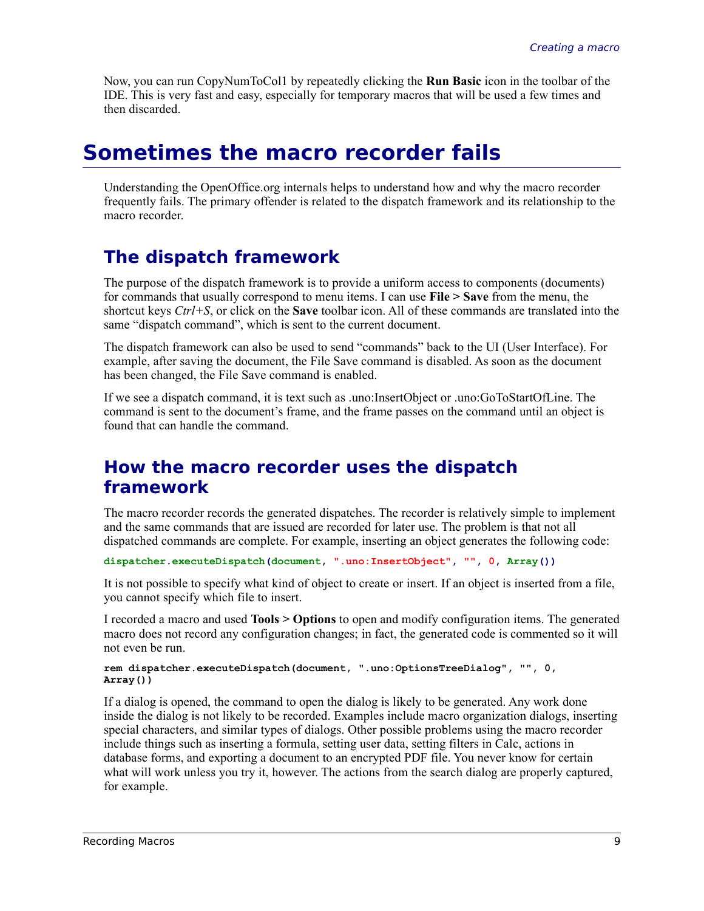Now, you can run CopyNumToCol1 by repeatedly clicking the **Run Basic** icon in the toolbar of the IDE. This is very fast and easy, especially for temporary macros that will be used a few times and then discarded.

# Sometimes the macro recorder fails

Understanding the OpenOffice.org internals helps to understand how and why the macro recorder frequently fails. The primary offender is related to the dispatch framework and its relationship to the macro recorder.

## The dispatch framework

The purpose of the dispatch framework is to provide a uniform access to components (documents) for commands that usually correspond to menu items. I can use **File > Save** from the menu, the shortcut keys *Ctrl+S*, or click on the **Save** toolbar icon. All of these commands are translated into the same "dispatch command", which is sent to the current document.

The dispatch framework can also be used to send "commands" back to the UI (User Interface). For example, after saving the document, the File Save command is disabled. As soon as the document has been changed, the File Save command is enabled.

If we see a dispatch command, it is text such as .uno:InsertObject or .uno:GoToStartOfLine. The command is sent to the document's frame, and the frame passes on the command until an object is found that can handle the command.

## How the macro recorder uses the dispatch framework

The macro recorder records the generated dispatches. The recorder is relatively simple to implement and the same commands that are issued are recorded for later use. The problem is that not all dispatched commands are complete. For example, inserting an object generates the following code:

```
dispatcher.executeDispatch(document, ".uno:InsertObject", "", 0, Array())
```

It is not possible to specify what kind of object to create or insert. If an object is inserted from a file, you cannot specify which file to insert.

I recorded a macro and used **Tools > Options** to open and modify configuration items. The generated macro does not record any configuration changes; in fact, the generated code is commented so it will not even be run.

```
rem dispatcher.executeDispatch(document, ".uno:OptionsTreeDialog", "", 0,
Array())
```

If a dialog is opened, the command to open the dialog is likely to be generated. Any work done inside the dialog is not likely to be recorded. Examples include macro organization dialogs, inserting special characters, and similar types of dialogs. Other possible problems using the macro recorder include things such as inserting a formula, setting user data, setting filters in Calc, actions in database forms, and exporting a document to an encrypted PDF file. You never know for certain what will work unless you try it, however. The actions from the search dialog are properly captured, for example.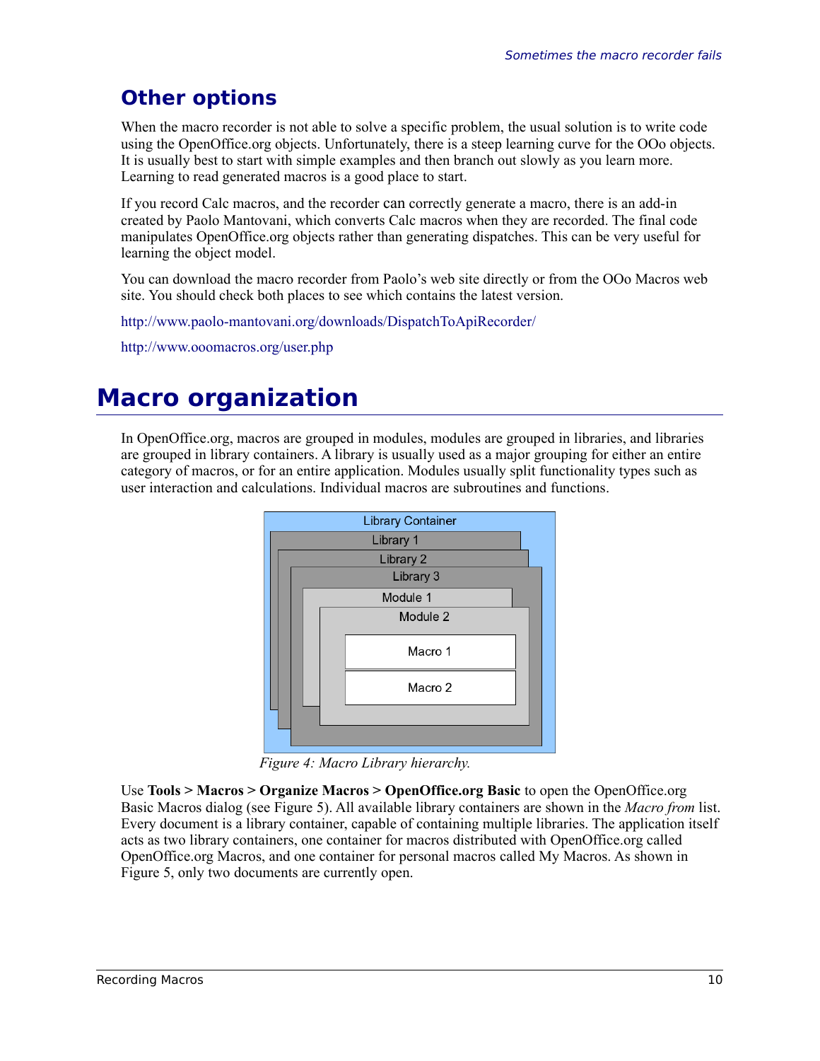## Other options

When the macro recorder is not able to solve a specific problem, the usual solution is to write code using the OpenOffice.org objects. Unfortunately, there is a steep learning curve for the OOo objects. It is usually best to start with simple examples and then branch out slowly as you learn more. Learning to read generated macros is a good place to start.

If you record Calc macros, and the recorder can correctly generate a macro, there is an add-in created by Paolo Mantovani, which converts Calc macros when they are recorded. The final code manipulates OpenOffice.org objects rather than generating dispatches. This can be very useful for learning the object model.

You can download the macro recorder from Paolo's web site directly or from the OOo Macros web site. You should check both places to see which contains the latest version.

http://www.paolo-mantovani.org/downloads/DispatchToApiRecorder/

http://www.ooomacros.org/user.php

# Macro organization

In OpenOffice.org, macros are grouped in modules, modules are grouped in libraries, and libraries are grouped in library containers. A library is usually used as a major grouping for either an entire category of macros, or for an entire application. Modules usually split functionality types such as user interaction and calculations. Individual macros are subroutines and functions.

Library Container

Library 1

Library 2

Library 3

Module 1

Module 2

Macro 1

Macro 2

*Figure 4: Macro Library hierarchy.*

Use **Tools > Macros > Organize Macros > OpenOffice.org Basic** to open the OpenOffice.org Basic Macros dialog (see Figure 5). All available library containers are shown in the *Macro from* list. Every document is a library container, capable of containing multiple libraries. The application itself acts as two library containers, one container for macros distributed with OpenOffice.org called OpenOffice.org Macros, and one container for personal macros called My Macros. As shown in Figure 5, only two documents are currently open.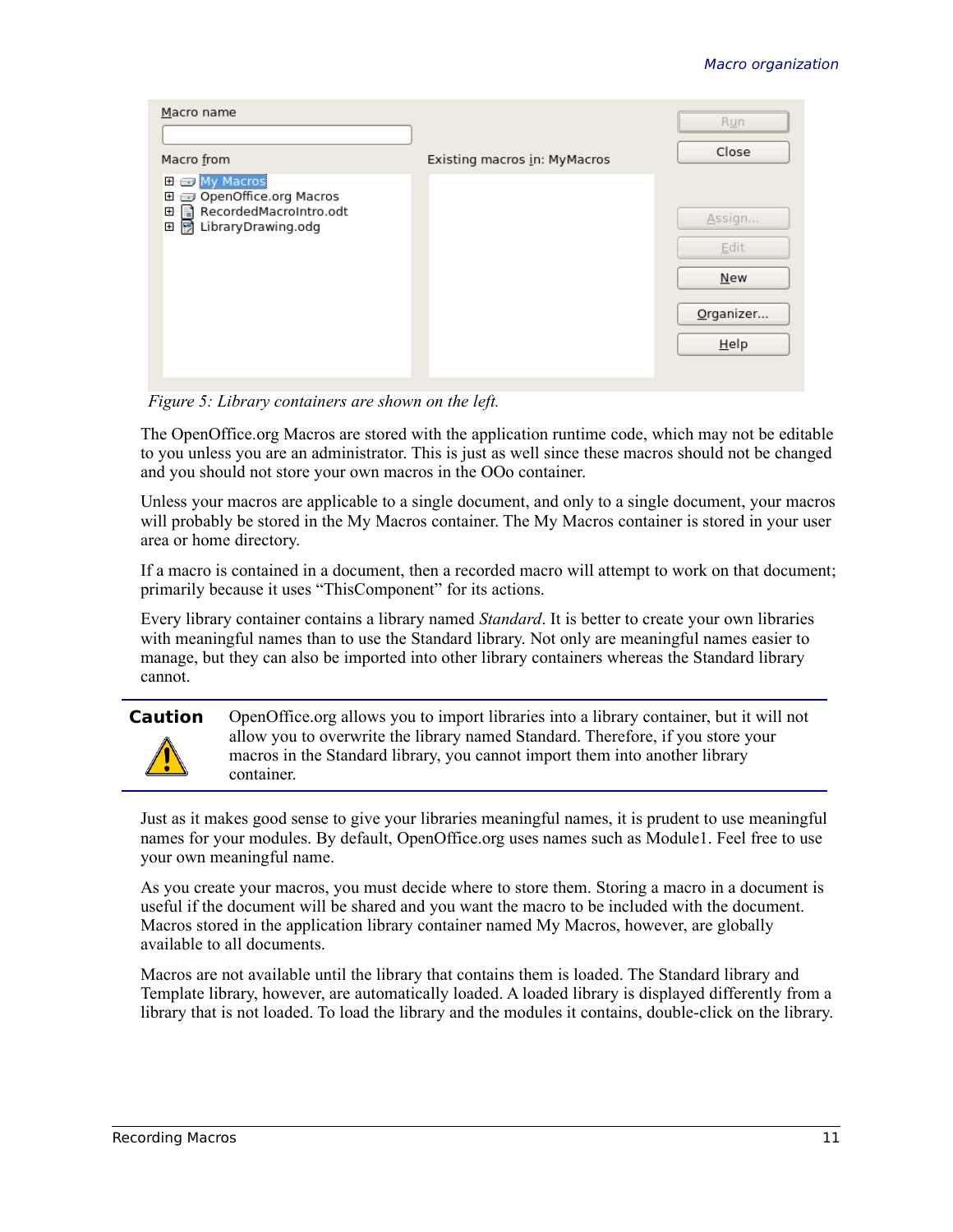Figure 5: Library containers are shown on the left.

The OpenOffice.org Macros are stored with the application runtime code, which may not be editable to you unless you are an administrator. This is just as well since these macros should not be changed and you should not store your own macros in the OOo container.

Unless your macros are applicable to a single document, and only to a single document, your macros will probably be stored in the My Macros container. The My Macros container is stored in your user area or home directory.

If a macro is contained in a document, then a recorded macro will attempt to work on that document; primarily because it uses "ThisComponent" for its actions.

Every library container contains a library named *Standard*. It is better to create your own libraries with meaningful names than to use the Standard library. Not only are meaningful names easier to manage, but they can also be imported into other library containers whereas the Standard library cannot.

**Caution** OpenOffice.org allows you to import libraries into a library container, but it will not allow you to overwrite the library named Standard. Therefore, if you store your macros in the Standard library, you cannot import them into another library container.

Just as it makes good sense to give your libraries meaningful names, it is prudent to use meaningful names for your modules. By default, OpenOffice.org uses names such as Module1. Feel free to use your own meaningful name.

As you create your macros, you must decide where to store them. Storing a macro in a document is useful if the document will be shared and you want the macro to be included with the document. Macros stored in the application library container named My Macros, however, are globally available to all documents.

Macros are not available until the library that contains them is loaded. The Standard library and Template library, however, are automatically loaded. A loaded library is displayed differently from a library that is not loaded. To load the library and the modules it contains, double-click on the library.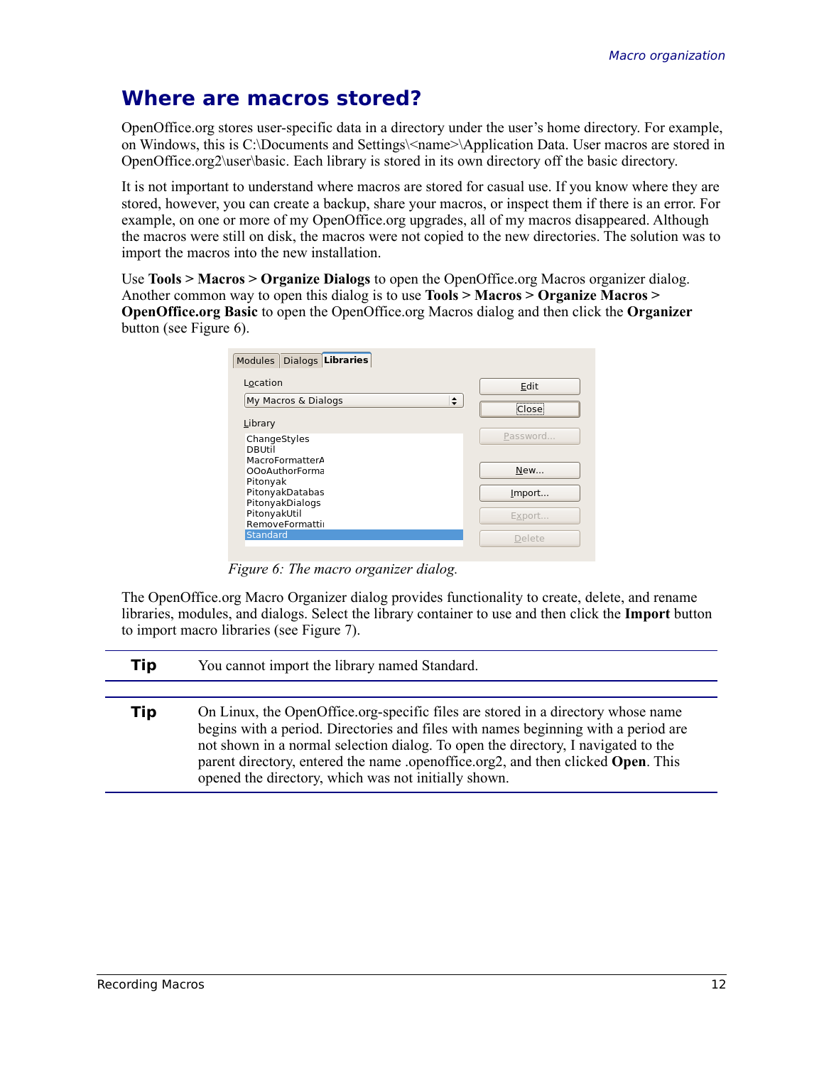# Where are macros stored?

OpenOffice.org stores user-specific data in a directory under the user's home directory. For example, on Windows, this is C:\Documents and Settings\<name>\Application Data. User macros are stored in OpenOffice.org2\user\basic. Each library is stored in its own directory off the basic directory.

It is not important to understand where macros are stored for casual use. If you know where they are stored, however, you can create a backup, share your macros, or inspect them if there is an error. For example, on one or more of my OpenOffice.org upgrades, all of my macros disappeared. Although the macros were still on disk, the macros were not copied to the new directories. The solution was to import the macros into the new installation.

Use **Tools > Macros > Organize Dialogs** to open the OpenOffice.org Macros organizer dialog. Another common way to open this dialog is to use **Tools > Macros > Organize Macros > OpenOffice.org Basic** to open the OpenOffice.org Macros dialog and then click the **Organizer** button (see Figure 6).

*Figure 6: The macro organizer dialog.*

The OpenOffice.org Macro Organizer dialog provides functionality to create, delete, and rename libraries, modules, and dialogs. Select the library container to use and then click the **Import** button to import macro libraries (see Figure 7).

| **Tip** | You cannot import the library named Standard. |
|---|---|

| **Tip** | On Linux, the OpenOffice.org-specific files are stored in a directory whose name begins with a period. Directories and files with names beginning with a period are not shown in a normal selection dialog. To open the directory, I navigated to the parent directory, entered the name .openoffice.org2, and then clicked **Open**. This opened the directory, which was not initially shown. |
|---|---|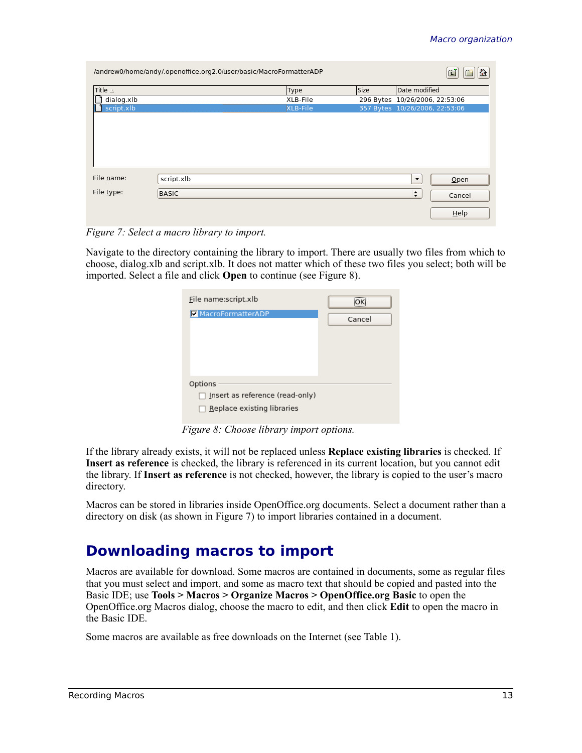*Figure 7: Select a macro library to import.*

Navigate to the directory containing the library to import. There are usually two files from which to choose, dialog.xlb and script.xlb. It does not matter which of these two files you select; both will be imported. Select a file and click **Open** to continue (see Figure 8).

*Figure 8: Choose library import options.*

If the library already exists, it will not be replaced unless **Replace existing libraries** is checked. If **Insert as reference** is checked, the library is referenced in its current location, but you cannot edit the library. If **Insert as reference** is not checked, however, the library is copied to the user's macro directory.

Macros can be stored in libraries inside OpenOffice.org documents. Select a document rather than a directory on disk (as shown in Figure 7) to import libraries contained in a document.

# Downloading macros to import

Macros are available for download. Some macros are contained in documents, some as regular files that you must select and import, and some as macro text that should be copied and pasted into the Basic IDE; use **Tools > Macros > Organize Macros > OpenOffice.org Basic** to open the OpenOffice.org Macros dialog, choose the macro to edit, and then click **Edit** to open the macro in the Basic IDE.

Some macros are available as free downloads on the Internet (see Table 1).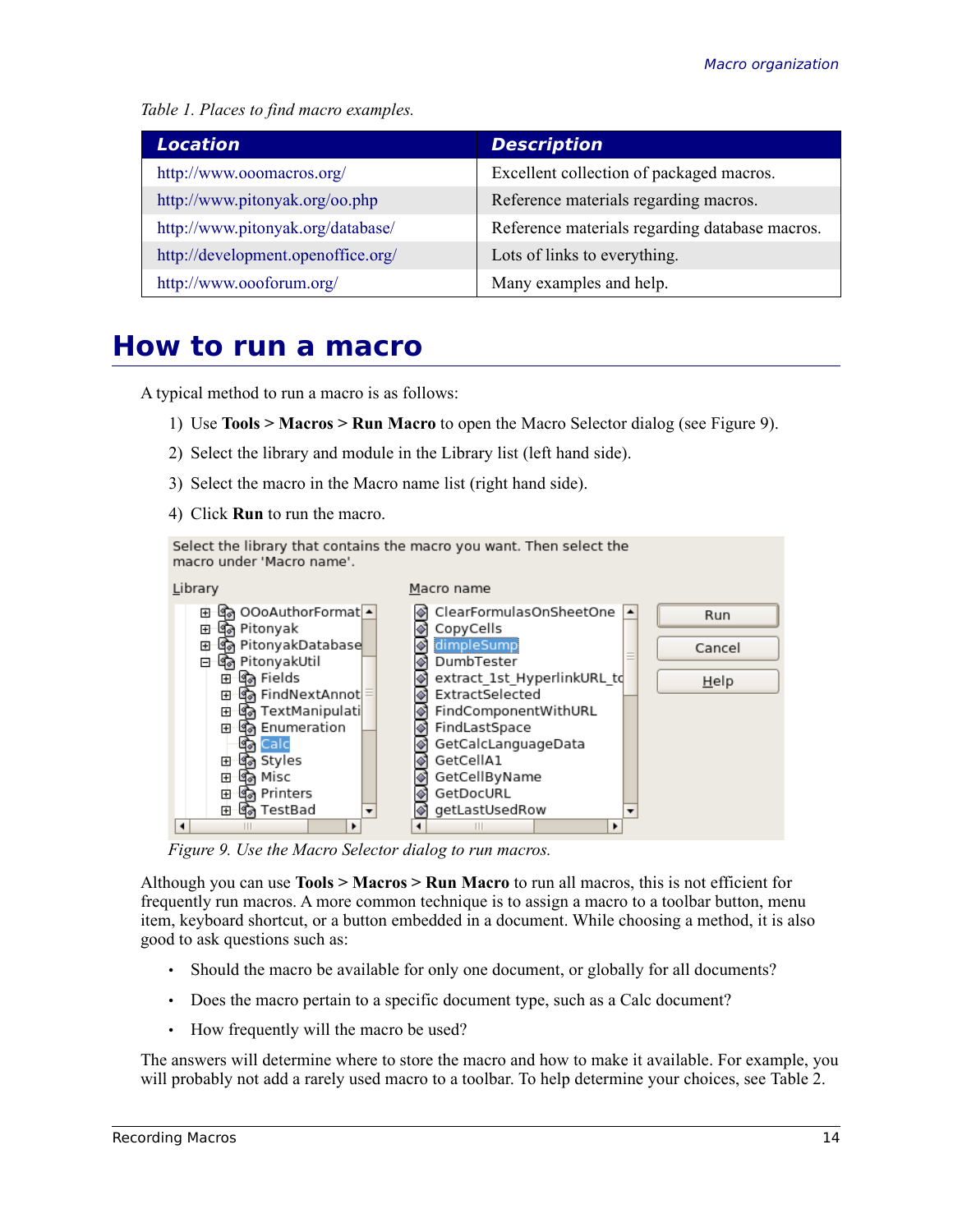*Table 1. Places to find macro examples.*

| Location | Description |
|---|---|
| http://www.ooomacros.org/ | Excellent collection of packaged macros. |
| http://www.pitonyak.org/oo.php | Reference materials regarding macros. |
| http://www.pitonyak.org/database/ | Reference materials regarding database macros. |
| http://development.openoffice.org/ | Lots of links to everything. |
| http://www.oooforum.org/ | Many examples and help. |

# How to run a macro

A typical method to run a macro is as follows:

1) Use **Tools > Macros > Run Macro** to open the Macro Selector dialog (see Figure 9).

2) Select the library and module in the Library list (left hand side).

3) Select the macro in the Macro name list (right hand side).

4) Click **Run** to run the macro.

*Figure 9. Use the Macro Selector dialog to run macros.*

Although you can use **Tools > Macros > Run Macro** to run all macros, this is not efficient for frequently run macros. A more common technique is to assign a macro to a toolbar button, menu item, keyboard shortcut, or a button embedded in a document. While choosing a method, it is also good to ask questions such as:

- Should the macro be available for only one document, or globally for all documents?
- Does the macro pertain to a specific document type, such as a Calc document?
- How frequently will the macro be used?

The answers will determine where to store the macro and how to make it available. For example, you will probably not add a rarely used macro to a toolbar. To help determine your choices, see Table 2.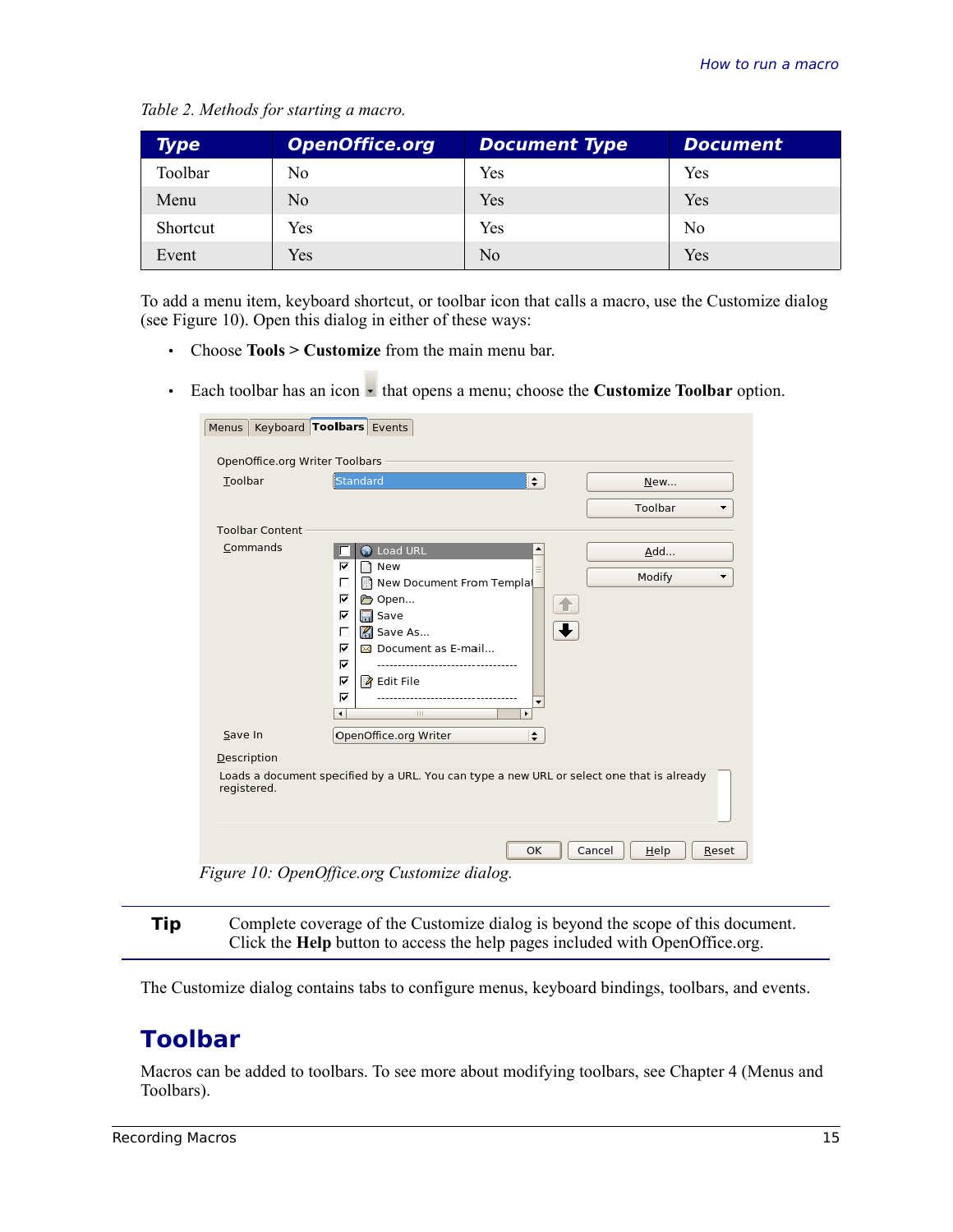*Table 2. Methods for starting a macro.*

| Type | OpenOffice.org | Document Type | Document |
|---|---|---|---|
| Toolbar | No | Yes | Yes |
| Menu | No | Yes | Yes |
| Shortcut | Yes | Yes | No |
| Event | Yes | No | Yes |

To add a menu item, keyboard shortcut, or toolbar icon that calls a macro, use the Customize dialog (see Figure 10). Open this dialog in either of these ways:

- Choose **Tools > Customize** from the main menu bar.
- Each toolbar has an icon that opens a menu; choose the **Customize Toolbar** option.

*Figure 10: OpenOffice.org Customize dialog.*

| **Tip** | Complete coverage of the Customize dialog is beyond the scope of this document. Click the **Help** button to access the help pages included with OpenOffice.org. |
|---|---|

The Customize dialog contains tabs to configure menus, keyboard bindings, toolbars, and events.

## Toolbar

Macros can be added to toolbars. To see more about modifying toolbars, see Chapter 4 (Menus and Toolbars).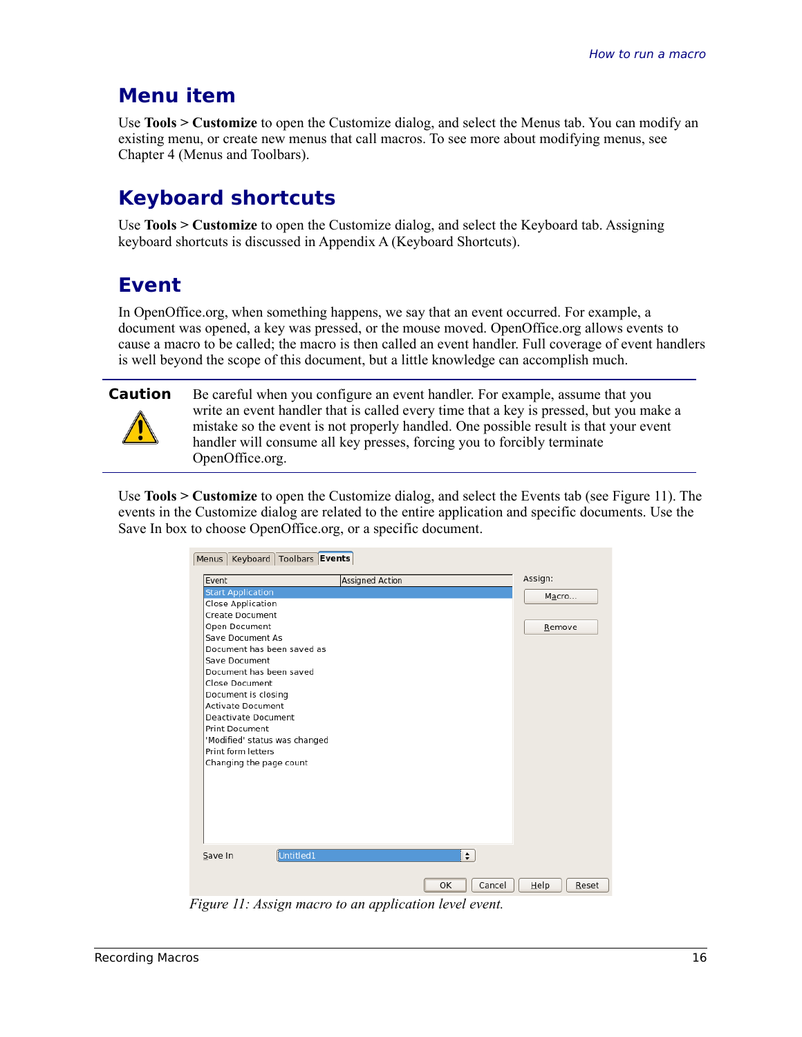## Menu item

Use **Tools > Customize** to open the Customize dialog, and select the Menus tab. You can modify an existing menu, or create new menus that call macros. To see more about modifying menus, see Chapter 4 (Menus and Toolbars).

## Keyboard shortcuts

Use **Tools > Customize** to open the Customize dialog, and select the Keyboard tab. Assigning keyboard shortcuts is discussed in Appendix A (Keyboard Shortcuts).

## Event

In OpenOffice.org, when something happens, we say that an event occurred. For example, a document was opened, a key was pressed, or the mouse moved. OpenOffice.org allows events to cause a macro to be called; the macro is then called an event handler. Full coverage of event handlers is well beyond the scope of this document, but a little knowledge can accomplish much.

**Caution**

Be careful when you configure an event handler. For example, assume that you write an event handler that is called every time that a key is pressed, but you make a mistake so the event is not properly handled. One possible result is that your event handler will consume all key presses, forcing you to forcibly terminate OpenOffice.org.

Use **Tools > Customize** to open the Customize dialog, and select the Events tab (see Figure 11). The events in the Customize dialog are related to the entire application and specific documents. Use the Save In box to choose OpenOffice.org, or a specific document.

*Figure 11: Assign macro to an application level event.*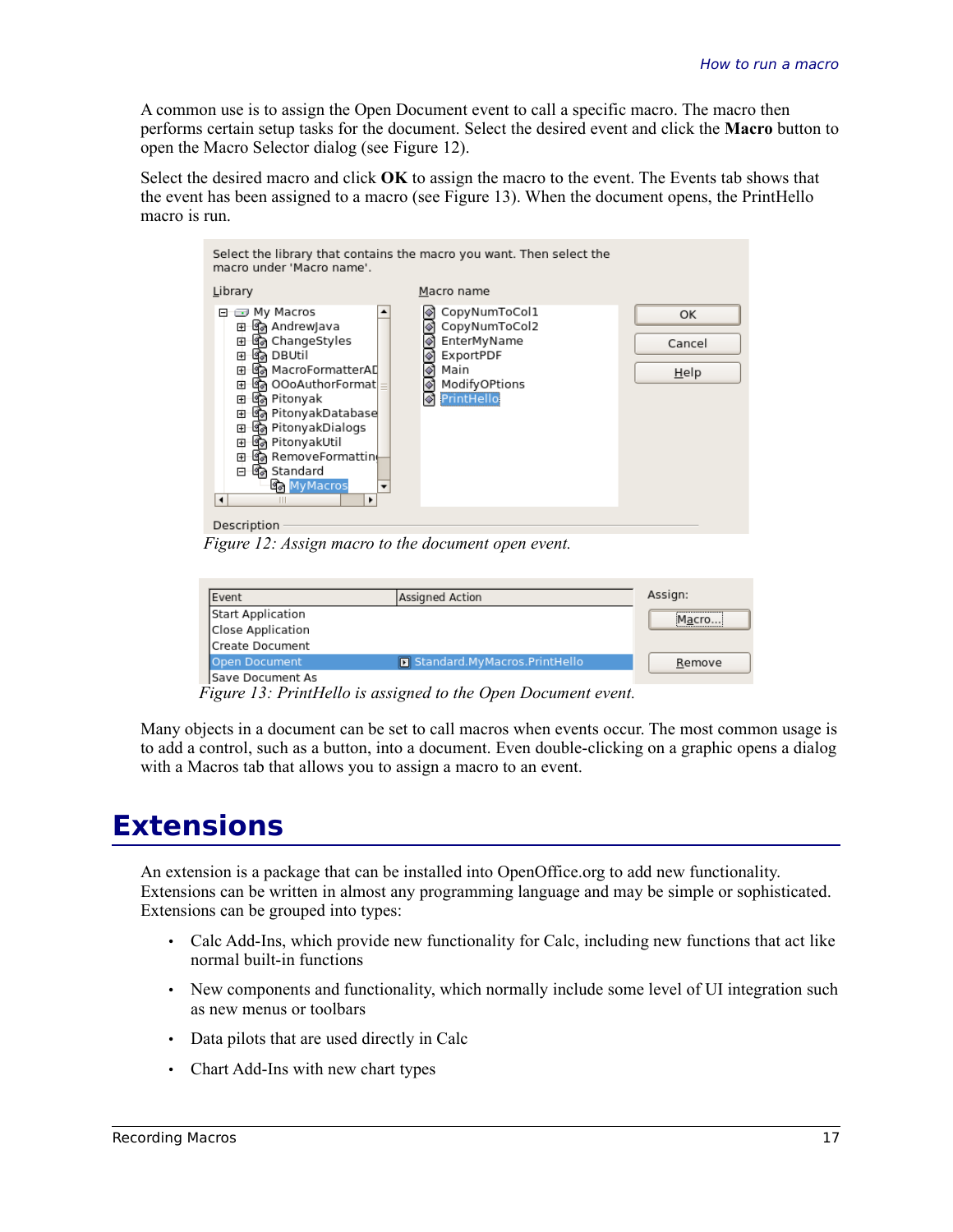A common use is to assign the Open Document event to call a specific macro. The macro then performs certain setup tasks for the document. Select the desired event and click the **Macro** button to open the Macro Selector dialog (see Figure 12).

Select the desired macro and click **OK** to assign the macro to the event. The Events tab shows that the event has been assigned to a macro (see Figure 13). When the document opens, the PrintHello macro is run.

*Figure 12: Assign macro to the document open event.*

*Figure 13: PrintHello is assigned to the Open Document event.*

Many objects in a document can be set to call macros when events occur. The most common usage is to add a control, such as a button, into a document. Even double-clicking on a graphic opens a dialog with a Macros tab that allows you to assign a macro to an event.

# Extensions

An extension is a package that can be installed into OpenOffice.org to add new functionality. Extensions can be written in almost any programming language and may be simple or sophisticated. Extensions can be grouped into types:

- Calc Add-Ins, which provide new functionality for Calc, including new functions that act like normal built-in functions
- New components and functionality, which normally include some level of UI integration such as new menus or toolbars
- Data pilots that are used directly in Calc
- Chart Add-Ins with new chart types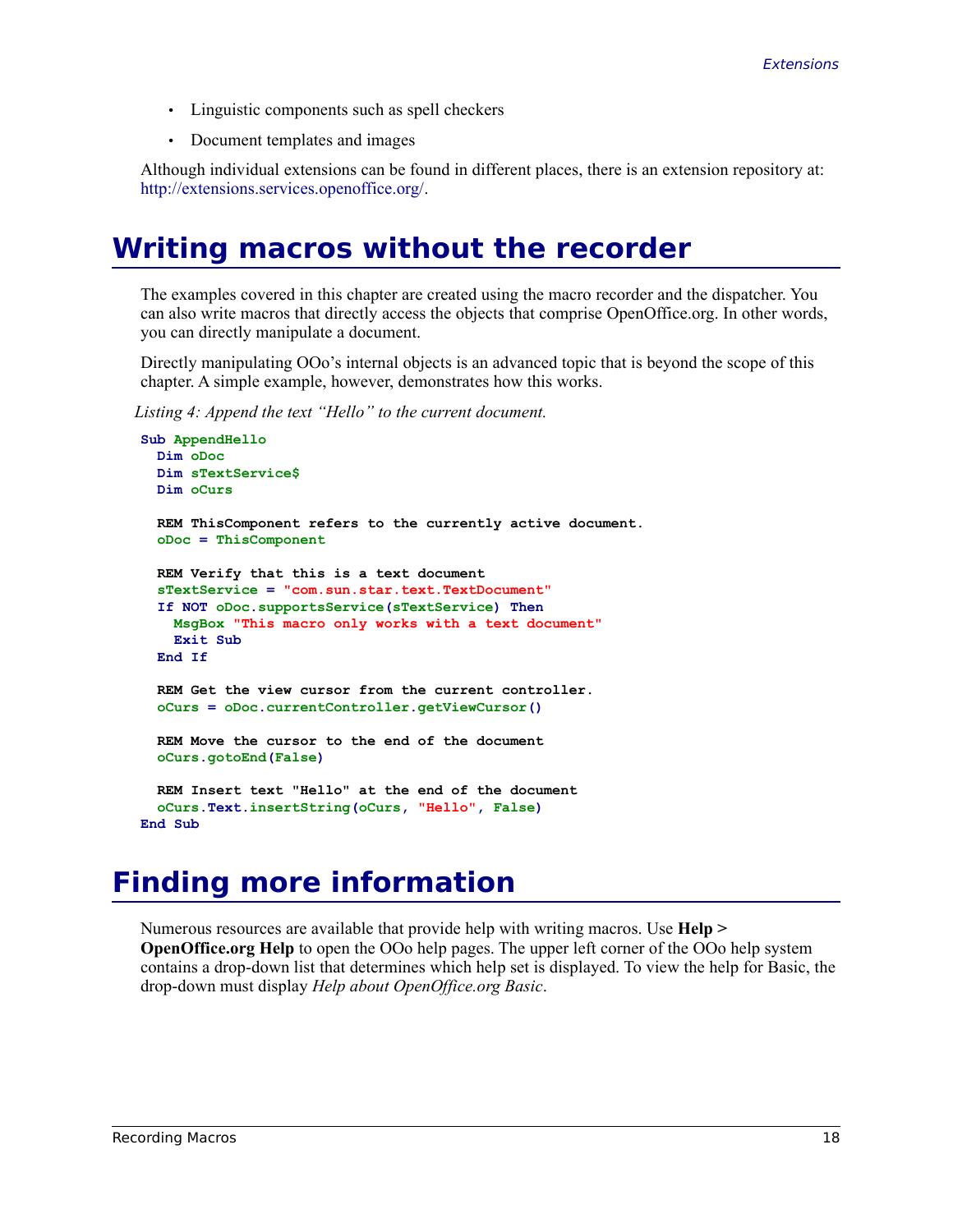- Linguistic components such as spell checkers
- Document templates and images

Although individual extensions can be found in different places, there is an extension repository at: http://extensions.services.openoffice.org/.

# Writing macros without the recorder

The examples covered in this chapter are created using the macro recorder and the dispatcher. You can also write macros that directly access the objects that comprise OpenOffice.org. In other words, you can directly manipulate a document.

Directly manipulating OOo's internal objects is an advanced topic that is beyond the scope of this chapter. A simple example, however, demonstrates how this works.

*Listing 4: Append the text "Hello" to the current document.*

```
Sub AppendHello
  Dim oDoc
  Dim sTextService$
  Dim oCurs

  REM ThisComponent refers to the currently active document.
  oDoc = ThisComponent

  REM Verify that this is a text document
  sTextService = "com.sun.star.text.TextDocument"
  If NOT oDoc.supportsService(sTextService) Then
    MsgBox "This macro only works with a text document"
    Exit Sub
  End If

  REM Get the view cursor from the current controller.
  oCurs = oDoc.currentController.getViewCursor()

  REM Move the cursor to the end of the document
  oCurs.gotoEnd(False)

  REM Insert text "Hello" at the end of the document
  oCurs.Text.insertString(oCurs, "Hello", False)
End Sub
```

# Finding more information

Numerous resources are available that provide help with writing macros. Use **Help > OpenOffice.org Help** to open the OOo help pages. The upper left corner of the OOo help system contains a drop-down list that determines which help set is displayed. To view the help for Basic, the drop-down must display *Help about OpenOffice.org Basic*.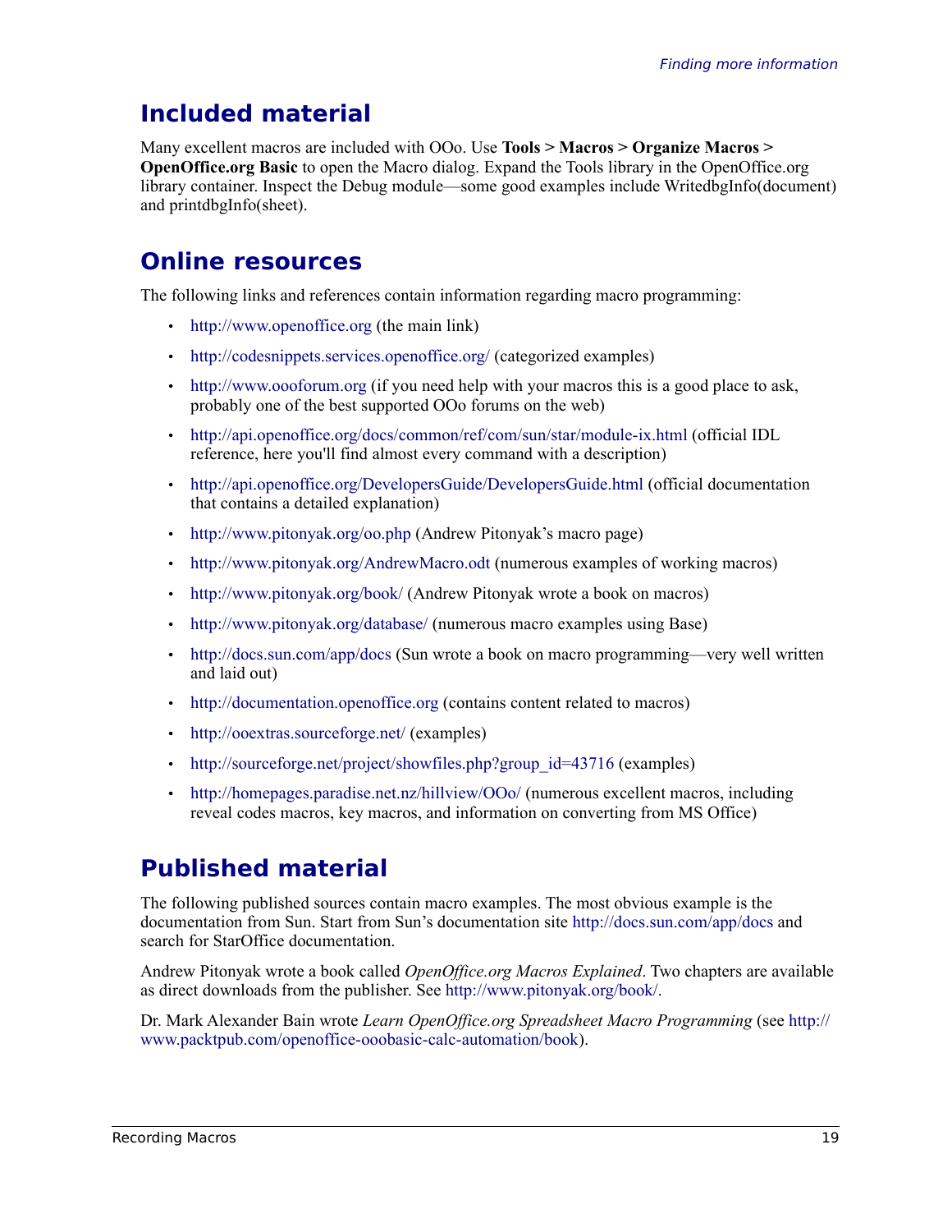## Included material

Many excellent macros are included with OOo. Use **Tools > Macros > Organize Macros > OpenOffice.org Basic** to open the Macro dialog. Expand the Tools library in the OpenOffice.org library container. Inspect the Debug module—some good examples include WritedbgInfo(document) and printdbgInfo(sheet).

## Online resources

The following links and references contain information regarding macro programming:

- http://www.openoffice.org (the main link)
- http://codesnippets.services.openoffice.org/ (categorized examples)
- http://www.oooforum.org (if you need help with your macros this is a good place to ask, probably one of the best supported OOo forums on the web)
- http://api.openoffice.org/docs/common/ref/com/sun/star/module-ix.html (official IDL reference, here you'll find almost every command with a description)
- http://api.openoffice.org/DevelopersGuide/DevelopersGuide.html (official documentation that contains a detailed explanation)
- http://www.pitonyak.org/oo.php (Andrew Pitonyak's macro page)
- http://www.pitonyak.org/AndrewMacro.odt (numerous examples of working macros)
- http://www.pitonyak.org/book/ (Andrew Pitonyak wrote a book on macros)
- http://www.pitonyak.org/database/ (numerous macro examples using Base)
- http://docs.sun.com/app/docs (Sun wrote a book on macro programming—very well written and laid out)
- http://documentation.openoffice.org (contains content related to macros)
- http://ooextras.sourceforge.net/ (examples)
- http://sourceforge.net/project/showfiles.php?group_id=43716 (examples)
- http://homepages.paradise.net.nz/hillview/OOo/ (numerous excellent macros, including reveal codes macros, key macros, and information on converting from MS Office)

## Published material

The following published sources contain macro examples. The most obvious example is the documentation from Sun. Start from Sun's documentation site http://docs.sun.com/app/docs and search for StarOffice documentation.

Andrew Pitonyak wrote a book called *OpenOffice.org Macros Explained*. Two chapters are available as direct downloads from the publisher. See http://www.pitonyak.org/book/.

Dr. Mark Alexander Bain wrote *Learn OpenOffice.org Spreadsheet Macro Programming* (see http://www.packtpub.com/openoffice-ooobasic-calc-automation/book).